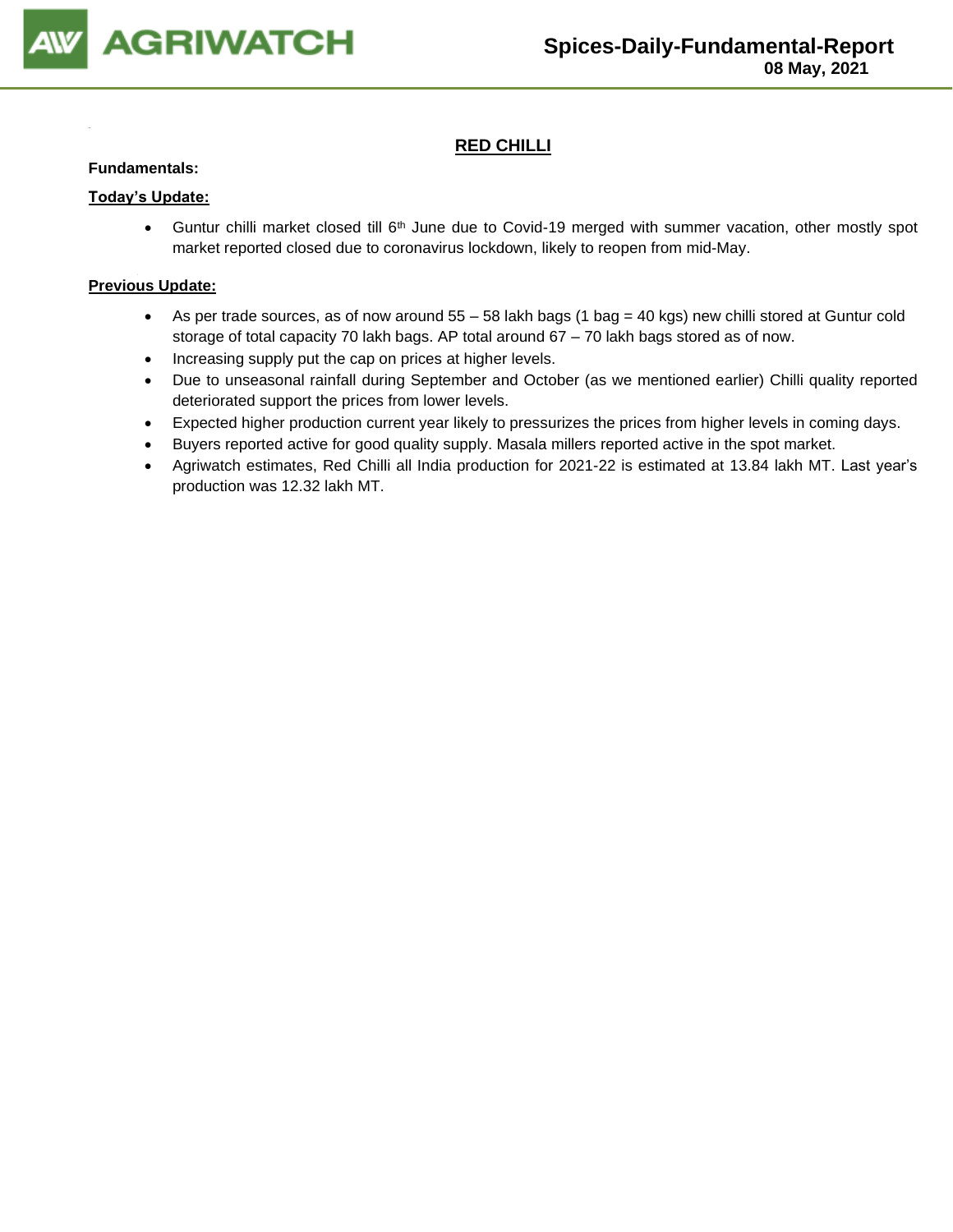# Spices-Daily-Fundamental-Report

**08 May, 2021**

## RED CHILLI

**Fundamentals:**

**Today's Update:**

- Guntur chilli market closed till 6th June due to Covid-19 merged with summer vacation, other mostly spot market reported closed due to coronavirus lockdown, likely to reopen from mid-May.

**Previous Update:**

- As per trade sources, as of now around 55 – 58 lakh bags (1 bag = 40 kgs) new chilli stored at Guntur cold storage of total capacity 70 lakh bags. AP total around 67 – 70 lakh bags stored as of now.
- Increasing supply put the cap on prices at higher levels.
- Due to unseasonal rainfall during September and October (as we mentioned earlier) Chilli quality reported deteriorated support the prices from lower levels.
- Expected higher production current year likely to pressurizes the prices from higher levels in coming days.
- Buyers reported active for good quality supply. Masala millers reported active in the spot market.
- Agriwatch estimates, Red Chilli all India production for 2021-22 is estimated at 13.84 lakh MT. Last year's production was 12.32 lakh MT.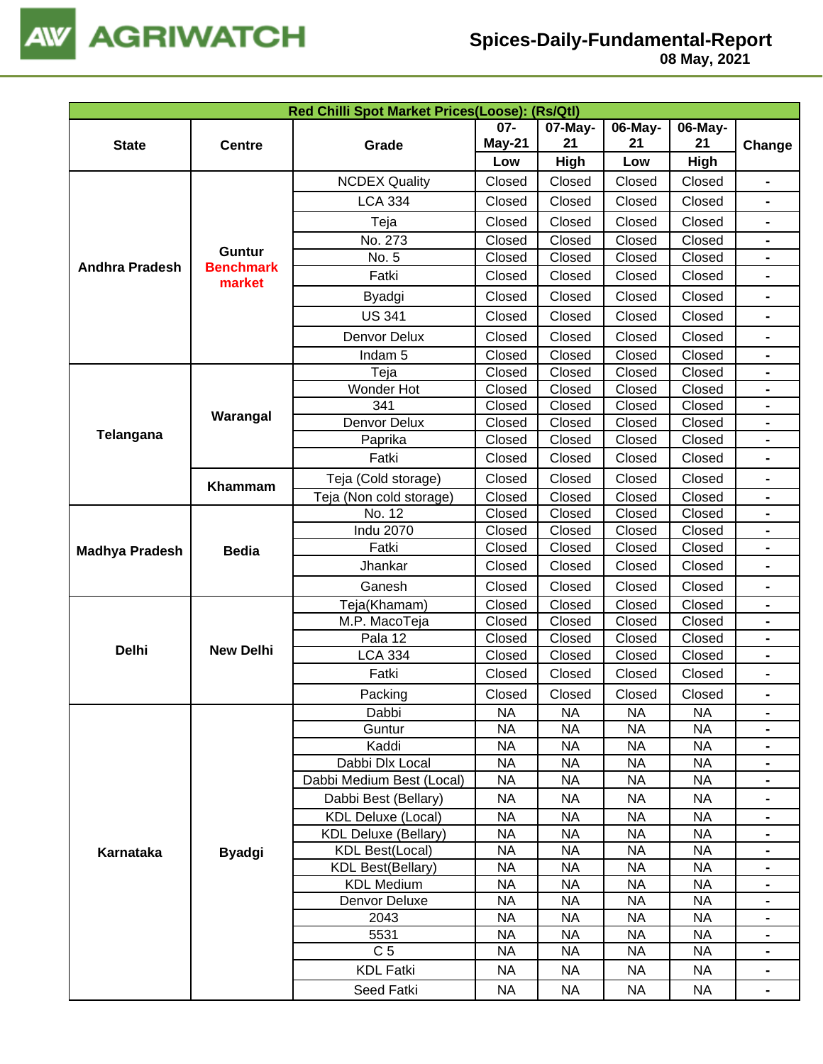# Spices-Daily-Fundamental-Report

08 May, 2021

| Red Chilli Spot Market Prices(Loose): (Rs/Qtl) | | | | | | | |
|---|---|---|---|---|---|---|---|
| State | Centre | Grade | 07-May-21 | 07-May-21 | 06-May-21 | 06-May-21 | Change |
| | | | Low | High | Low | High | |
| Andhra Pradesh | Guntur **Benchmark market** | NCDEX Quality | Closed | Closed | Closed | Closed | - |
| | | LCA 334 | Closed | Closed | Closed | Closed | - |
| | | Teja | Closed | Closed | Closed | Closed | - |
| | | No. 273 | Closed | Closed | Closed | Closed | - |
| | | No. 5 | Closed | Closed | Closed | Closed | - |
| | | Fatki | Closed | Closed | Closed | Closed | - |
| | | Byadgi | Closed | Closed | Closed | Closed | - |
| | | US 341 | Closed | Closed | Closed | Closed | - |
| | | Denvor Delux | Closed | Closed | Closed | Closed | - |
| | | Indam 5 | Closed | Closed | Closed | Closed | - |
| Telangana | Warangal | Teja | Closed | Closed | Closed | Closed | - |
| | | Wonder Hot | Closed | Closed | Closed | Closed | - |
| | | 341 | Closed | Closed | Closed | Closed | - |
| | | Denvor Delux | Closed | Closed | Closed | Closed | - |
| | | Paprika | Closed | Closed | Closed | Closed | - |
| | | Fatki | Closed | Closed | Closed | Closed | - |
| | Khammam | Teja (Cold storage) | Closed | Closed | Closed | Closed | - |
| | | Teja (Non cold storage) | Closed | Closed | Closed | Closed | - |
| Madhya Pradesh | Bedia | No. 12 | Closed | Closed | Closed | Closed | - |
| | | Indu 2070 | Closed | Closed | Closed | Closed | - |
| | | Fatki | Closed | Closed | Closed | Closed | - |
| | | Jhankar | Closed | Closed | Closed | Closed | - |
| | | Ganesh | Closed | Closed | Closed | Closed | - |
| Delhi | New Delhi | Teja(Khamam) | Closed | Closed | Closed | Closed | - |
| | | M.P. MacoTeja | Closed | Closed | Closed | Closed | - |
| | | Pala 12 | Closed | Closed | Closed | Closed | - |
| | | LCA 334 | Closed | Closed | Closed | Closed | - |
| | | Fatki | Closed | Closed | Closed | Closed | - |
| | | Packing | Closed | Closed | Closed | Closed | - |
| Karnataka | Byadgi | Dabbi | NA | NA | NA | NA | - |
| | | Guntur | NA | NA | NA | NA | - |
| | | Kaddi | NA | NA | NA | NA | - |
| | | Dabbi Dlx Local | NA | NA | NA | NA | - |
| | | Dabbi Medium Best (Local) | NA | NA | NA | NA | - |
| | | Dabbi Best (Bellary) | NA | NA | NA | NA | - |
| | | KDL Deluxe (Local) | NA | NA | NA | NA | - |
| | | KDL Deluxe (Bellary) | NA | NA | NA | NA | - |
| | | KDL Best(Local) | NA | NA | NA | NA | - |
| | | KDL Best(Bellary) | NA | NA | NA | NA | - |
| | | KDL Medium | NA | NA | NA | NA | - |
| | | Denvor Deluxe | NA | NA | NA | NA | - |
| | | 2043 | NA | NA | NA | NA | - |
| | | 5531 | NA | NA | NA | NA | - |
| | | C 5 | NA | NA | NA | NA | - |
| | | KDL Fatki | NA | NA | NA | NA | - |
| | | Seed Fatki | NA | NA | NA | NA | - |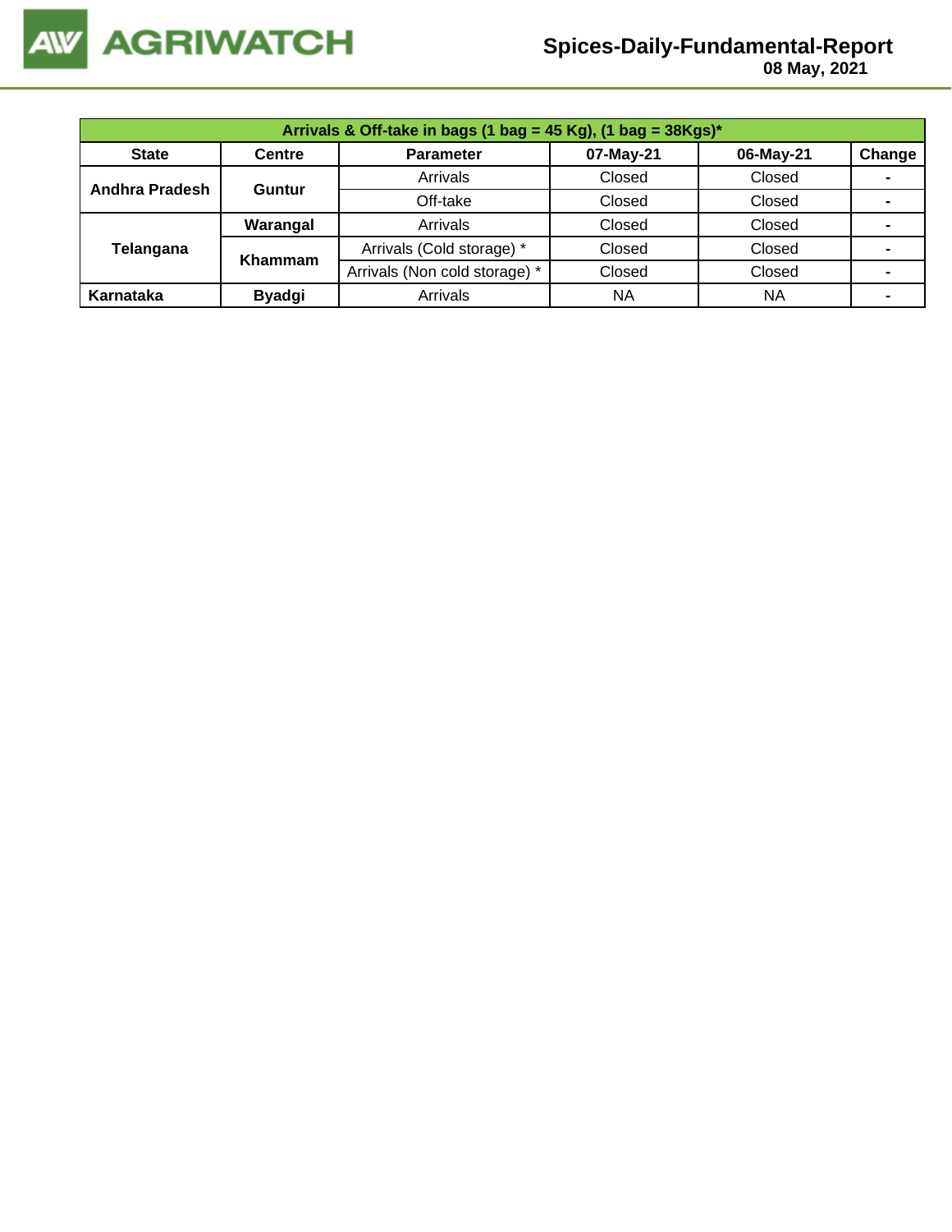| Arrivals & Off-take in bags (1 bag = 45 Kg), (1 bag = 38Kgs)* | | | | | |
|---|---|---|---|---|---|
| **State** | **Centre** | **Parameter** | **07-May-21** | **06-May-21** | **Change** |
| **Andhra Pradesh** | **Guntur** | Arrivals | Closed | Closed | - |
| | | Off-take | Closed | Closed | - |
| **Telangana** | **Warangal** | Arrivals | Closed | Closed | - |
| | **Khammam** | Arrivals (Cold storage) * | Closed | Closed | - |
| | | Arrivals (Non cold storage) * | Closed | Closed | - |
| **Karnataka** | **Byadgi** | Arrivals | NA | NA | - |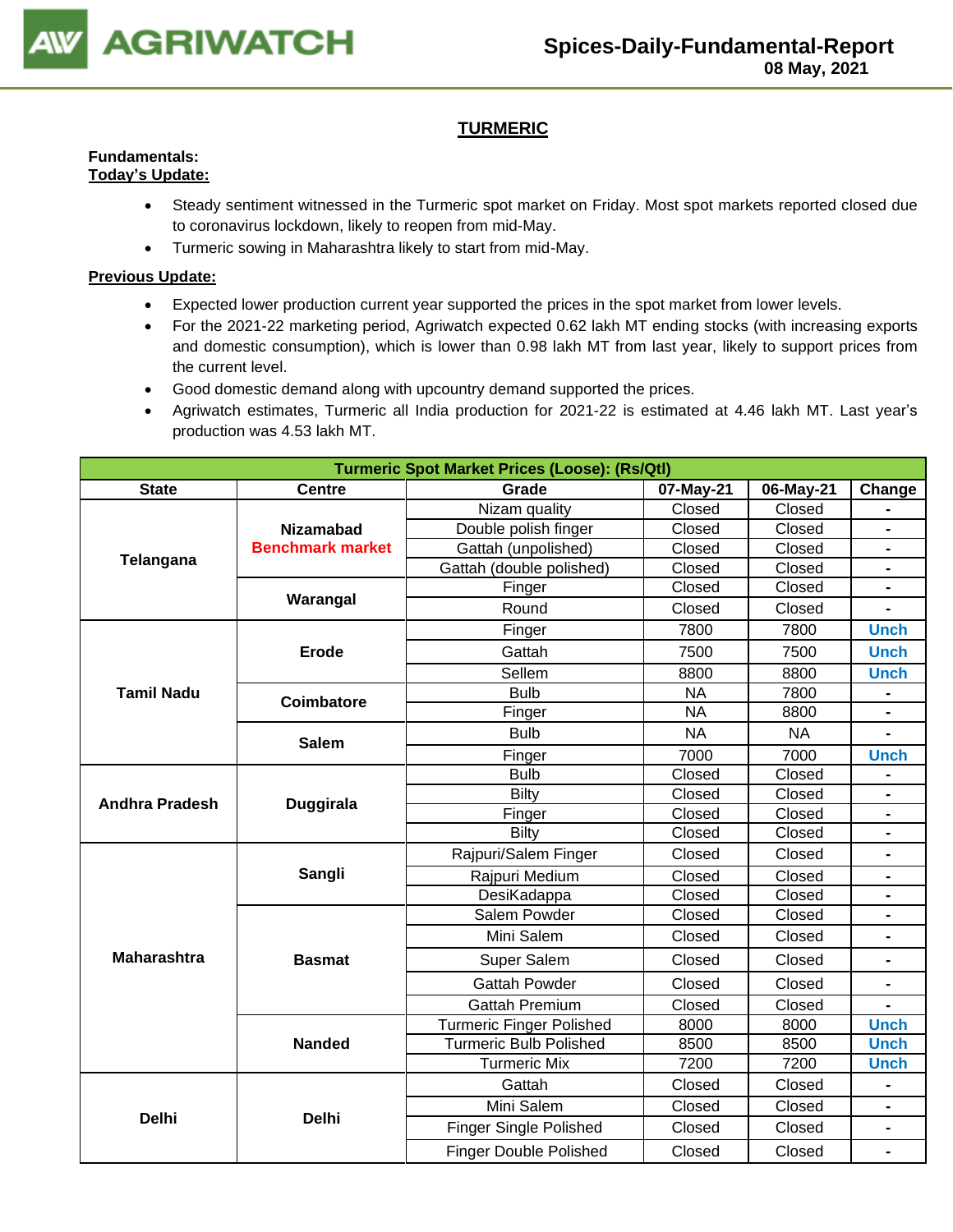## TURMERIC

**Fundamentals:**

**Today's Update:**

- Steady sentiment witnessed in the Turmeric spot market on Friday. Most spot markets reported closed due to coronavirus lockdown, likely to reopen from mid-May.
- Turmeric sowing in Maharashtra likely to start from mid-May.

**Previous Update:**

- Expected lower production current year supported the prices in the spot market from lower levels.
- For the 2021-22 marketing period, Agriwatch expected 0.62 lakh MT ending stocks (with increasing exports and domestic consumption), which is lower than 0.98 lakh MT from last year, likely to support prices from the current level.
- Good domestic demand along with upcountry demand supported the prices.
- Agriwatch estimates, Turmeric all India production for 2021-22 is estimated at 4.46 lakh MT. Last year's production was 4.53 lakh MT.

| Turmeric Spot Market Prices (Loose): (Rs/Qtl) | | | | | |
|---|---|---|---|---|---|
| State | Centre | Grade | 07-May-21 | 06-May-21 | Change |
| Telangana | Nizamabad Benchmark market | Nizam quality | Closed | Closed | - |
| | | Double polish finger | Closed | Closed | - |
| | | Gattah (unpolished) | Closed | Closed | - |
| | | Gattah (double polished) | Closed | Closed | - |
| | Warangal | Finger | Closed | Closed | - |
| | | Round | Closed | Closed | - |
| Tamil Nadu | Erode | Finger | 7800 | 7800 | Unch |
| | | Gattah | 7500 | 7500 | Unch |
| | | Sellem | 8800 | 8800 | Unch |
| | Coimbatore | Bulb | NA | 7800 | - |
| | | Finger | NA | 8800 | - |
| | Salem | Bulb | NA | NA | - |
| | | Finger | 7000 | 7000 | Unch |
| Andhra Pradesh | Duggirala | Bulb | Closed | Closed | - |
| | | Bilty | Closed | Closed | - |
| | | Finger | Closed | Closed | - |
| | | Bilty | Closed | Closed | - |
| Maharashtra | Sangli | Rajpuri/Salem Finger | Closed | Closed | - |
| | | Rajpuri Medium | Closed | Closed | - |
| | | DesiKadappa | Closed | Closed | - |
| | Basmat | Salem Powder | Closed | Closed | - |
| | | Mini Salem | Closed | Closed | - |
| | | Super Salem | Closed | Closed | - |
| | | Gattah Powder | Closed | Closed | - |
| | | Gattah Premium | Closed | Closed | - |
| | Nanded | Turmeric Finger Polished | 8000 | 8000 | Unch |
| | | Turmeric Bulb Polished | 8500 | 8500 | Unch |
| | | Turmeric Mix | 7200 | 7200 | Unch |
| Delhi | Delhi | Gattah | Closed | Closed | - |
| | | Mini Salem | Closed | Closed | - |
| | | Finger Single Polished | Closed | Closed | - |
| | | Finger Double Polished | Closed | Closed | - |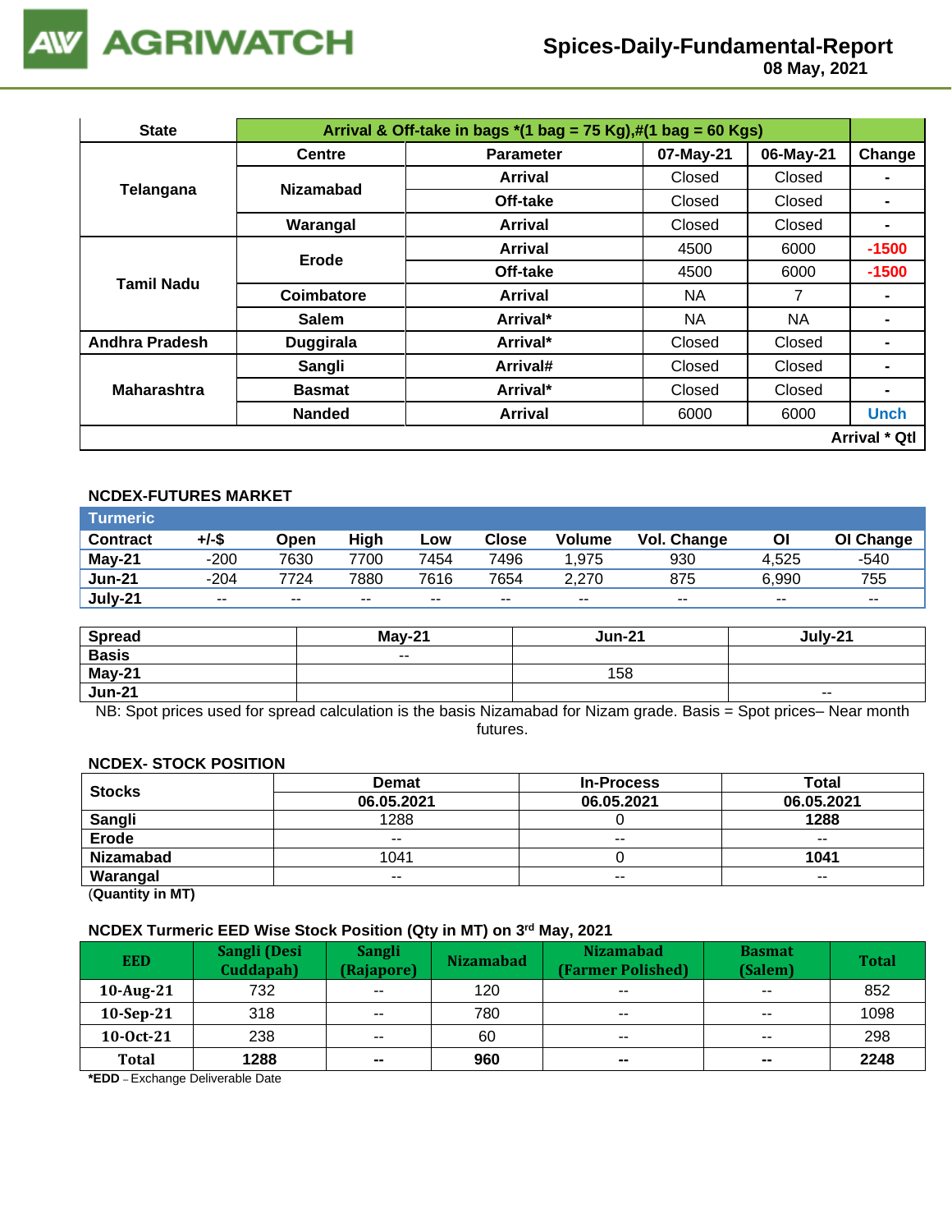# AGRIWATCH

## Spices-Daily-Fundamental-Report
**08 May, 2021**

| State | Arrival & Off-take in bags *(1 bag = 75 Kg),#(1 bag = 60 Kgs) | | | | |
|---|---|---|---|---|---|
| | Centre | Parameter | 07-May-21 | 06-May-21 | Change |
| Telangana | Nizamabad | Arrival | Closed | Closed | - |
| | | Off-take | Closed | Closed | - |
| | Warangal | Arrival | Closed | Closed | - |
| Tamil Nadu | Erode | Arrival | 4500 | 6000 | -1500 |
| | | Off-take | 4500 | 6000 | -1500 |
| | Coimbatore | Arrival | NA | 7 | - |
| | Salem | Arrival* | NA | NA | - |
| Andhra Pradesh | Duggirala | Arrival* | Closed | Closed | - |
| Maharashtra | Sangli | Arrival# | Closed | Closed | - |
| | Basmat | Arrival* | Closed | Closed | - |
| | Nanded | Arrival | 6000 | 6000 | Unch |
| | | | | | Arrival * Qtl |

### NCDEX-FUTURES MARKET

| Turmeric | | | | | | | | | |
|---|---|---|---|---|---|---|---|---|---|
| **Contract** | **+/-$** | **Open** | **High** | **Low** | **Close** | **Volume** | **Vol. Change** | **OI** | **OI Change** |
| May-21 | -200 | 7630 | 7700 | 7454 | 7496 | 1,975 | 930 | 4,525 | -540 |
| Jun-21 | -204 | 7724 | 7880 | 7616 | 7654 | 2,270 | 875 | 6,990 | 755 |
| July-21 | -- | -- | -- | -- | -- | -- | -- | -- | -- |

| Spread | May-21 | Jun-21 | July-21 |
|---|---|---|---|
| Basis | -- | | |
| May-21 | | 158 | |
| Jun-21 | | | -- |

NB: Spot prices used for spread calculation is the basis Nizamabad for Nizam grade. Basis = Spot prices– Near month futures.

### NCDEX- STOCK POSITION

| Stocks | Demat | In-Process | Total |
|---|---|---|---|
| | 06.05.2021 | 06.05.2021 | 06.05.2021 |
| Sangli | 1288 | 0 | **1288** |
| Erode | -- | -- | -- |
| Nizamabad | 1041 | 0 | **1041** |
| Warangal | -- | -- | -- |

(**Quantity in MT**)

### NCDEX Turmeric EED Wise Stock Position (Qty in MT) on 3rd May, 2021

| EED | Sangli (Desi Cuddapah) | Sangli (Rajapore) | Nizamabad | Nizamabad (Farmer Polished) | Basmat (Salem) | Total |
|---|---|---|---|---|---|---|
| 10-Aug-21 | 732 | -- | 120 | -- | -- | 852 |
| 10-Sep-21 | 318 | -- | 780 | -- | -- | 1098 |
| 10-Oct-21 | 238 | -- | 60 | -- | -- | 298 |
| **Total** | **1288** | **--** | **960** | **--** | **--** | **2248** |

***EDD** – Exchange Deliverable Date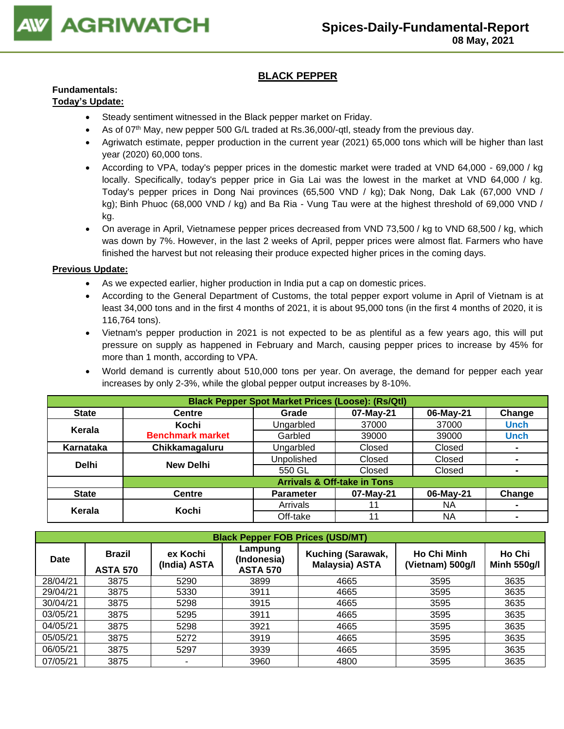## BLACK PEPPER

**Fundamentals:**

**Today's Update:**

- Steady sentiment witnessed in the Black pepper market on Friday.
- As of 07th May, new pepper 500 G/L traded at Rs.36,000/-qtl, steady from the previous day.
- Agriwatch estimate, pepper production in the current year (2021) 65,000 tons which will be higher than last year (2020) 60,000 tons.
- According to VPA, today's pepper prices in the domestic market were traded at VND 64,000 - 69,000 / kg locally. Specifically, today's pepper price in Gia Lai was the lowest in the market at VND 64,000 / kg. Today's pepper prices in Dong Nai provinces (65,500 VND / kg); Dak Nong, Dak Lak (67,000 VND / kg); Binh Phuoc (68,000 VND / kg) and Ba Ria - Vung Tau were at the highest threshold of 69,000 VND / kg.
- On average in April, Vietnamese pepper prices decreased from VND 73,500 / kg to VND 68,500 / kg, which was down by 7%. However, in the last 2 weeks of April, pepper prices were almost flat. Farmers who have finished the harvest but not releasing their produce expected higher prices in the coming days.

**Previous Update:**

- As we expected earlier, higher production in India put a cap on domestic prices.
- According to the General Department of Customs, the total pepper export volume in April of Vietnam is at least 34,000 tons and in the first 4 months of 2021, it is about 95,000 tons (in the first 4 months of 2020, it is 116,764 tons).
- Vietnam's pepper production in 2021 is not expected to be as plentiful as a few years ago, this will put pressure on supply as happened in February and March, causing pepper prices to increase by 45% for more than 1 month, according to VPA.
- World demand is currently about 510,000 tons per year. On average, the demand for pepper each year increases by only 2-3%, while the global pepper output increases by 8-10%.

| Black Pepper Spot Market Prices (Loose): (Rs/Qtl) | | | | | |
|---|---|---|---|---|---|
| **State** | **Centre** | **Grade** | **07-May-21** | **06-May-21** | **Change** |
| **Kerala** | **Kochi** **Benchmark market** | Ungarbled | 37000 | 37000 | Unch |
| | | Garbled | 39000 | 39000 | Unch |
| **Karnataka** | **Chikkamagaluru** | Ungarbled | Closed | Closed | - |
| **Delhi** | **New Delhi** | Unpolished | Closed | Closed | - |
| | | 550 GL | Closed | Closed | - |
| | **Arrivals & Off-take in Tons** | | | | |
| **State** | **Centre** | **Parameter** | **07-May-21** | **06-May-21** | **Change** |
| **Kerala** | **Kochi** | Arrivals | 11 | NA | - |
| | | Off-take | 11 | NA | - |

| Black Pepper FOB Prices (USD/MT) | | | | | | |
|---|---|---|---|---|---|---|
| **Date** | **Brazil ASTA 570** | **ex Kochi (India) ASTA** | **Lampung (Indonesia) ASTA 570** | **Kuching (Sarawak, Malaysia) ASTA** | **Ho Chi Minh (Vietnam) 500g/l** | **Ho Chi Minh 550g/l** |
| 28/04/21 | 3875 | 5290 | 3899 | 4665 | 3595 | 3635 |
| 29/04/21 | 3875 | 5330 | 3911 | 4665 | 3595 | 3635 |
| 30/04/21 | 3875 | 5298 | 3915 | 4665 | 3595 | 3635 |
| 03/05/21 | 3875 | 5295 | 3911 | 4665 | 3595 | 3635 |
| 04/05/21 | 3875 | 5298 | 3921 | 4665 | 3595 | 3635 |
| 05/05/21 | 3875 | 5272 | 3919 | 4665 | 3595 | 3635 |
| 06/05/21 | 3875 | 5297 | 3939 | 4665 | 3595 | 3635 |
| 07/05/21 | 3875 | - | 3960 | 4800 | 3595 | 3635 |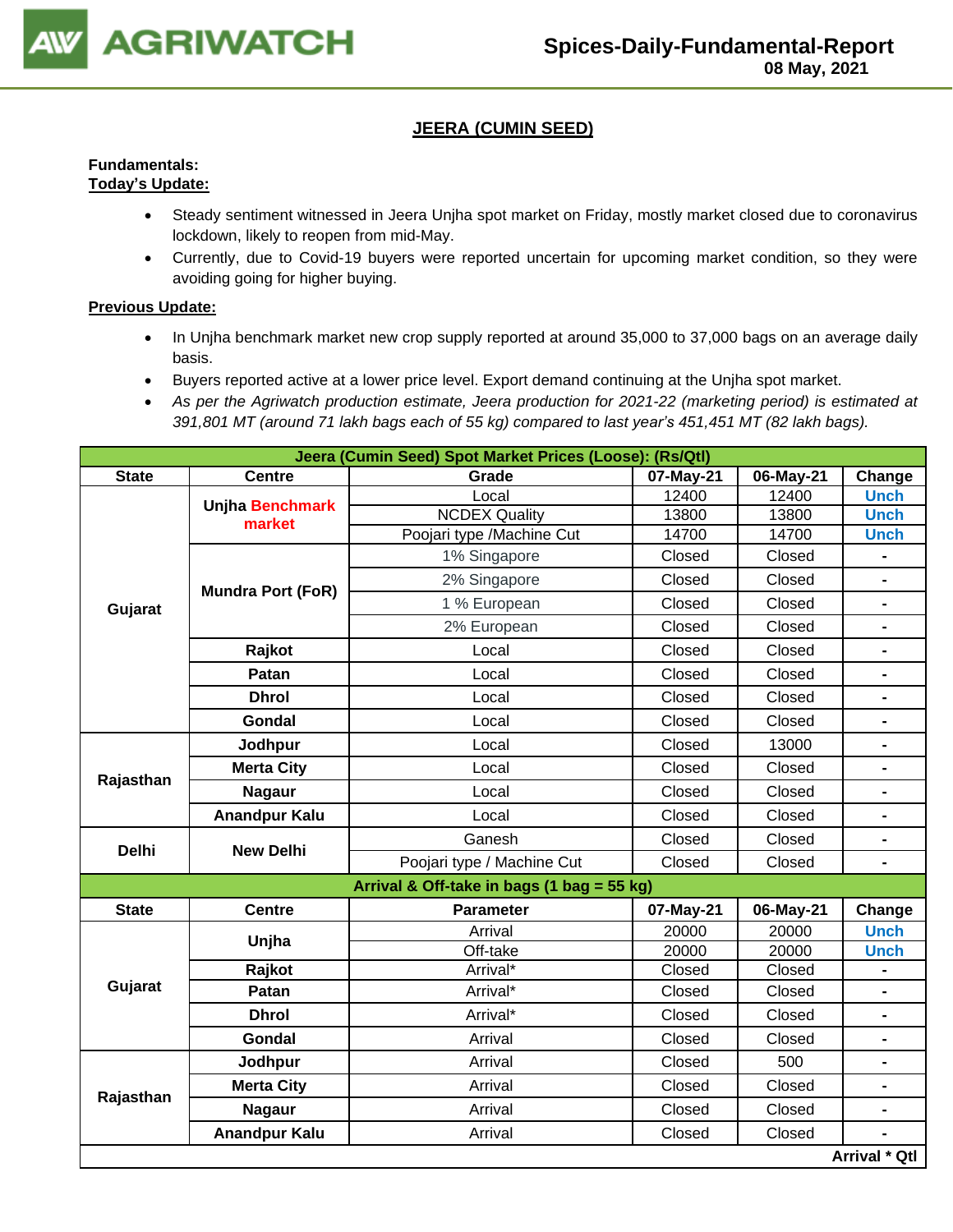## JEERA (CUMIN SEED)

**Fundamentals:**
**Today's Update:**

- Steady sentiment witnessed in Jeera Unjha spot market on Friday, mostly market closed due to coronavirus lockdown, likely to reopen from mid-May.
- Currently, due to Covid-19 buyers were reported uncertain for upcoming market condition, so they were avoiding going for higher buying.

**Previous Update:**

- In Unjha benchmark market new crop supply reported at around 35,000 to 37,000 bags on an average daily basis.
- Buyers reported active at a lower price level. Export demand continuing at the Unjha spot market.
- *As per the Agriwatch production estimate, Jeera production for 2021-22 (marketing period) is estimated at 391,801 MT (around 71 lakh bags each of 55 kg) compared to last year's 451,451 MT (82 lakh bags).*

| Jeera (Cumin Seed) Spot Market Prices (Loose): (Rs/Qtl) | | | | | |
|---|---|---|---|---|---|
| **State** | **Centre** | **Grade** | **07-May-21** | **06-May-21** | **Change** |
| Gujarat | Unjha Benchmark market | Local | 12400 | 12400 | Unch |
| | | NCDEX Quality | 13800 | 13800 | Unch |
| | | Poojari type /Machine Cut | 14700 | 14700 | Unch |
| | Mundra Port (FoR) | 1% Singapore | Closed | Closed | - |
| | | 2% Singapore | Closed | Closed | - |
| | | 1 % European | Closed | Closed | - |
| | | 2% European | Closed | Closed | - |
| | Rajkot | Local | Closed | Closed | - |
| | Patan | Local | Closed | Closed | - |
| | Dhrol | Local | Closed | Closed | - |
| | Gondal | Local | Closed | Closed | - |
| Rajasthan | Jodhpur | Local | Closed | 13000 | - |
| | Merta City | Local | Closed | Closed | - |
| | Nagaur | Local | Closed | Closed | - |
| | Anandpur Kalu | Local | Closed | Closed | - |
| Delhi | New Delhi | Ganesh | Closed | Closed | - |
| | | Poojari type / Machine Cut | Closed | Closed | - |
| **Arrival & Off-take in bags (1 bag = 55 kg)** | | | | | |
| **State** | **Centre** | **Parameter** | **07-May-21** | **06-May-21** | **Change** |
| Gujarat | Unjha | Arrival | 20000 | 20000 | Unch |
| | | Off-take | 20000 | 20000 | Unch |
| | Rajkot | Arrival* | Closed | Closed | - |
| | Patan | Arrival* | Closed | Closed | - |
| | Dhrol | Arrival* | Closed | Closed | - |
| | Gondal | Arrival | Closed | Closed | - |
| Rajasthan | Jodhpur | Arrival | Closed | 500 | - |
| | Merta City | Arrival | Closed | Closed | - |
| | Nagaur | Arrival | Closed | Closed | - |
| | Anandpur Kalu | Arrival | Closed | Closed | - |
| | | | | | **Arrival * Qtl** |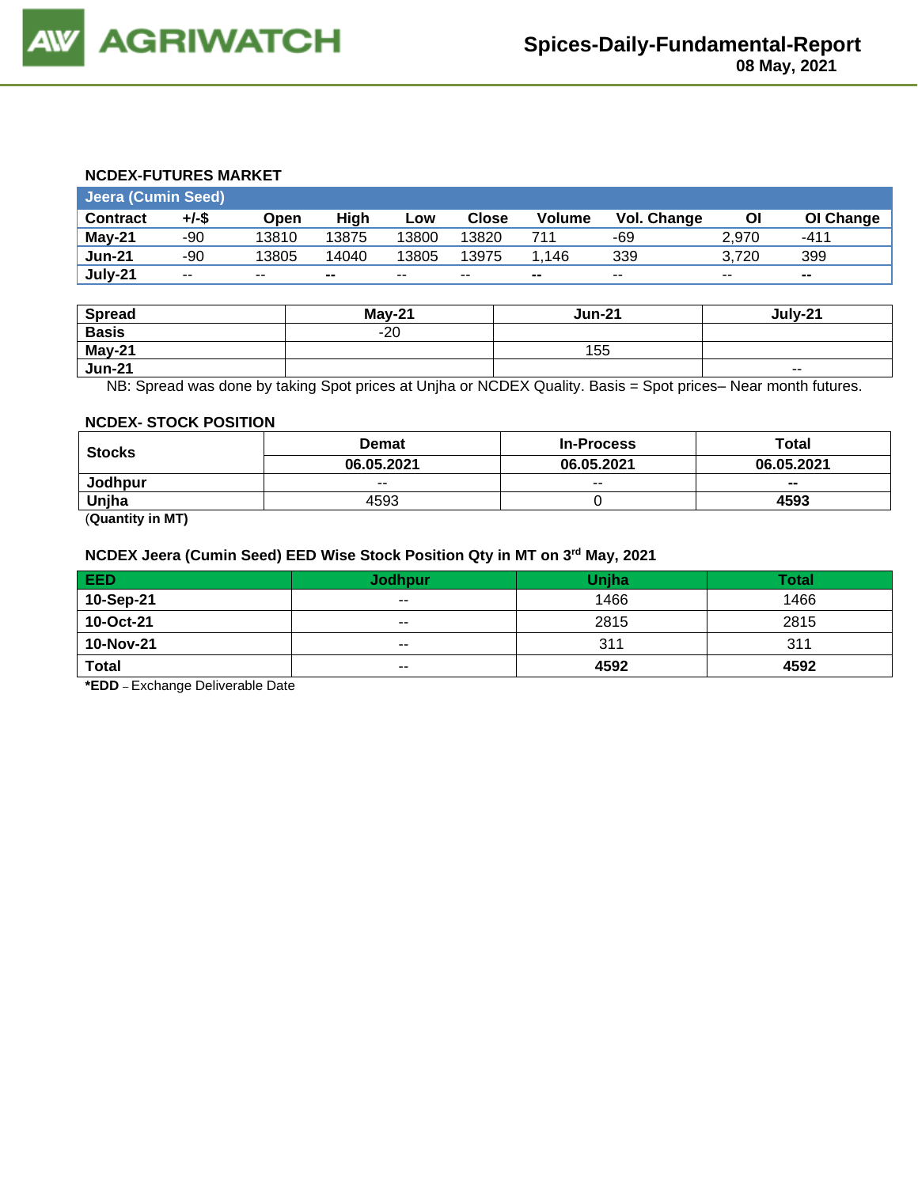### NCDEX-FUTURES MARKET

| Jeera (Cumin Seed) | | | | | | | | | |
|---|---|---|---|---|---|---|---|---|---|
| **Contract** | **+/-$** | **Open** | **High** | **Low** | **Close** | **Volume** | **Vol. Change** | **OI** | **OI Change** |
| **May-21** | -90 | 13810 | 13875 | 13800 | 13820 | 711 | -69 | 2,970 | -411 |
| **Jun-21** | -90 | 13805 | 14040 | 13805 | 13975 | 1,146 | 339 | 3,720 | 399 |
| **July-21** | -- | -- | -- | -- | -- | -- | -- | -- | -- |

| **Spread** | **May-21** | **Jun-21** | **July-21** |
|---|---|---|---|
| **Basis** | -20 | | |
| **May-21** | | 155 | |
| **Jun-21** | | | -- |

NB: Spread was done by taking Spot prices at Unjha or NCDEX Quality. Basis = Spot prices– Near month futures.

### NCDEX- STOCK POSITION

| **Stocks** | **Demat** | **In-Process** | **Total** |
|---|---|---|---|
| | **06.05.2021** | **06.05.2021** | **06.05.2021** |
| **Jodhpur** | -- | -- | **--** |
| **Unjha** | 4593 | 0 | **4593** |

(**Quantity in MT**)

### NCDEX Jeera (Cumin Seed) EED Wise Stock Position Qty in MT on 3rd May, 2021

| **EED** | **Jodhpur** | **Unjha** | **Total** |
|---|---|---|---|
| **10-Sep-21** | -- | 1466 | 1466 |
| **10-Oct-21** | -- | 2815 | 2815 |
| **10-Nov-21** | -- | 311 | 311 |
| **Total** | -- | **4592** | **4592** |

**\*EDD** – Exchange Deliverable Date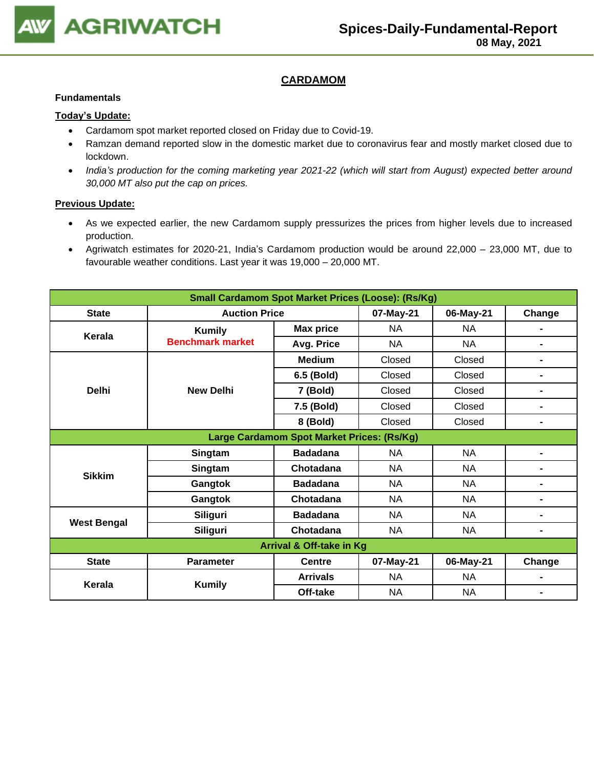## CARDAMOM

**Fundamentals**

**Today's Update:**

- Cardamom spot market reported closed on Friday due to Covid-19.
- Ramzan demand reported slow in the domestic market due to coronavirus fear and mostly market closed due to lockdown.
- *India's production for the coming marketing year 2021-22 (which will start from August) expected better around 30,000 MT also put the cap on prices.*

**Previous Update:**

- As we expected earlier, the new Cardamom supply pressurizes the prices from higher levels due to increased production.
- Agriwatch estimates for 2020-21, India's Cardamom production would be around 22,000 – 23,000 MT, due to favourable weather conditions. Last year it was 19,000 – 20,000 MT.

| Small Cardamom Spot Market Prices (Loose): (Rs/Kg) | | | | | |
|---|---|---|---|---|---|
| **State** | **Auction Price** | | **07-May-21** | **06-May-21** | **Change** |
| **Kerala** | **Kumily** **Benchmark market** | **Max price** | NA | NA | - |
| | | **Avg. Price** | NA | NA | - |
| **Delhi** | **New Delhi** | **Medium** | Closed | Closed | - |
| | | **6.5 (Bold)** | Closed | Closed | - |
| | | **7 (Bold)** | Closed | Closed | - |
| | | **7.5 (Bold)** | Closed | Closed | - |
| | | **8 (Bold)** | Closed | Closed | - |
| **Large Cardamom Spot Market Prices: (Rs/Kg)** | | | | | |
| **Sikkim** | **Singtam** | **Badadana** | NA | NA | - |
| | **Singtam** | **Chotadana** | NA | NA | - |
| | **Gangtok** | **Badadana** | NA | NA | - |
| | **Gangtok** | **Chotadana** | NA | NA | - |
| **West Bengal** | **Siliguri** | **Badadana** | NA | NA | - |
| | **Siliguri** | **Chotadana** | NA | NA | - |
| **Arrival & Off-take in Kg** | | | | | |
| **State** | **Parameter** | **Centre** | **07-May-21** | **06-May-21** | **Change** |
| **Kerala** | **Kumily** | **Arrivals** | NA | NA | - |
| | | **Off-take** | NA | NA | - |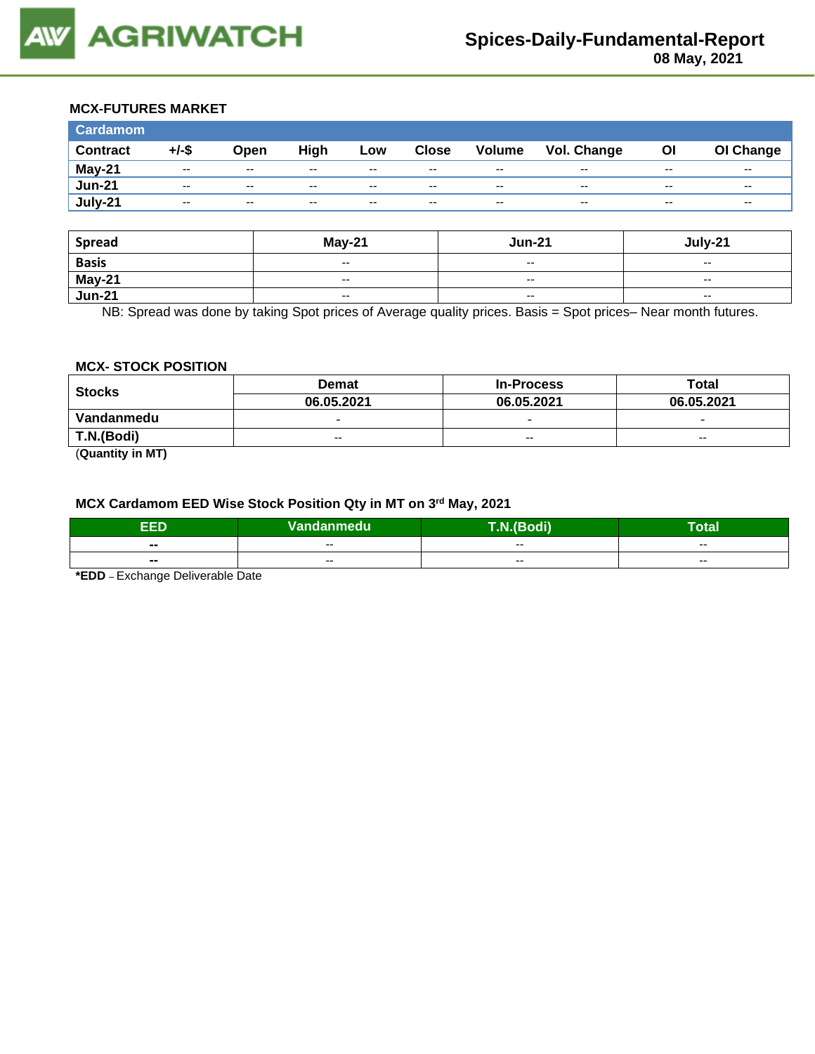## MCX-FUTURES MARKET

| Cardamom | | | | | | | | | |
|---|---|---|---|---|---|---|---|---|---|
| Contract | +/-$ | Open | High | Low | Close | Volume | Vol. Change | OI | OI Change |
| May-21 | -- | -- | -- | -- | -- | -- | -- | -- | -- |
| Jun-21 | -- | -- | -- | -- | -- | -- | -- | -- | -- |
| July-21 | -- | -- | -- | -- | -- | -- | -- | -- | -- |

| Spread | May-21 | Jun-21 | July-21 |
|---|---|---|---|
| Basis | -- | -- | -- |
| May-21 | -- | -- | -- |
| Jun-21 | -- | -- | -- |

NB: Spread was done by taking Spot prices of Average quality prices. Basis = Spot prices– Near month futures.

## MCX- STOCK POSITION

| Stocks | Demat | In-Process | Total |
|---|---|---|---|
| | 06.05.2021 | 06.05.2021 | 06.05.2021 |
| Vandanmedu | - | - | - |
| T.N.(Bodi) | -- | -- | -- |

(**Quantity in MT**)

### MCX Cardamom EED Wise Stock Position Qty in MT on 3rd May, 2021

| EED | Vandanmedu | T.N.(Bodi) | Total |
|---|---|---|---|
| -- | -- | -- | -- |
| -- | -- | -- | -- |

***EDD** – Exchange Deliverable Date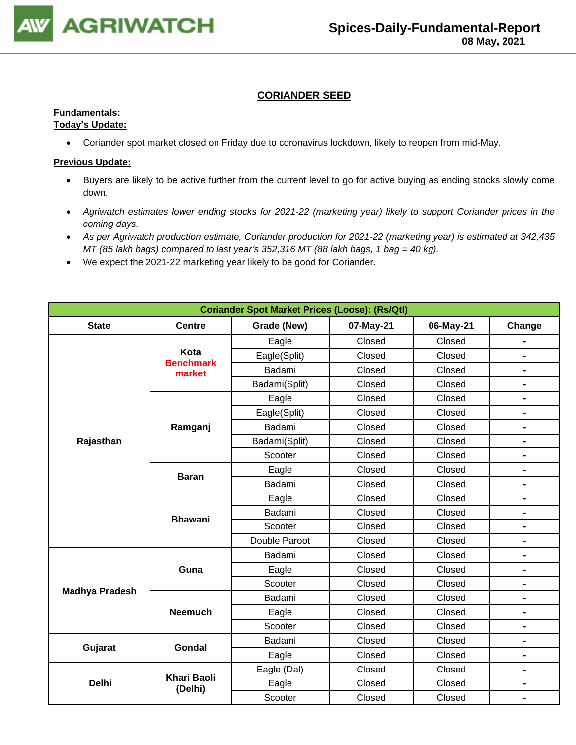## CORIANDER SEED

**Fundamentals:**
**Today's Update:**

- Coriander spot market closed on Friday due to coronavirus lockdown, likely to reopen from mid-May.

**Previous Update:**

- Buyers are likely to be active further from the current level to go for active buying as ending stocks slowly come down.
- *Agriwatch estimates lower ending stocks for 2021-22 (marketing year) likely to support Coriander prices in the coming days.*
- *As per Agriwatch production estimate, Coriander production for 2021-22 (marketing year) is estimated at 342,435 MT (85 lakh bags) compared to last year's 352,316 MT (88 lakh bags, 1 bag = 40 kg).*
- We expect the 2021-22 marketing year likely to be good for Coriander.

| Coriander Spot Market Prices (Loose): (Rs/Qtl) | | | | | |
|---|---|---|---|---|---|
| **State** | **Centre** | **Grade (New)** | **07-May-21** | **06-May-21** | **Change** |
| **Rajasthan** | **Kota Benchmark market** | Eagle | Closed | Closed | - |
| | | Eagle(Split) | Closed | Closed | - |
| | | Badami | Closed | Closed | - |
| | | Badami(Split) | Closed | Closed | - |
| | **Ramganj** | Eagle | Closed | Closed | - |
| | | Eagle(Split) | Closed | Closed | - |
| | | Badami | Closed | Closed | - |
| | | Badami(Split) | Closed | Closed | - |
| | | Scooter | Closed | Closed | - |
| | **Baran** | Eagle | Closed | Closed | - |
| | | Badami | Closed | Closed | - |
| | **Bhawani** | Eagle | Closed | Closed | - |
| | | Badami | Closed | Closed | - |
| | | Scooter | Closed | Closed | - |
| | | Double Paroot | Closed | Closed | - |
| **Madhya Pradesh** | **Guna** | Badami | Closed | Closed | - |
| | | Eagle | Closed | Closed | - |
| | | Scooter | Closed | Closed | - |
| | **Neemuch** | Badami | Closed | Closed | - |
| | | Eagle | Closed | Closed | - |
| | | Scooter | Closed | Closed | - |
| **Gujarat** | **Gondal** | Badami | Closed | Closed | - |
| | | Eagle | Closed | Closed | - |
| **Delhi** | **Khari Baoli (Delhi)** | Eagle (Dal) | Closed | Closed | - |
| | | Eagle | Closed | Closed | - |
| | | Scooter | Closed | Closed | - |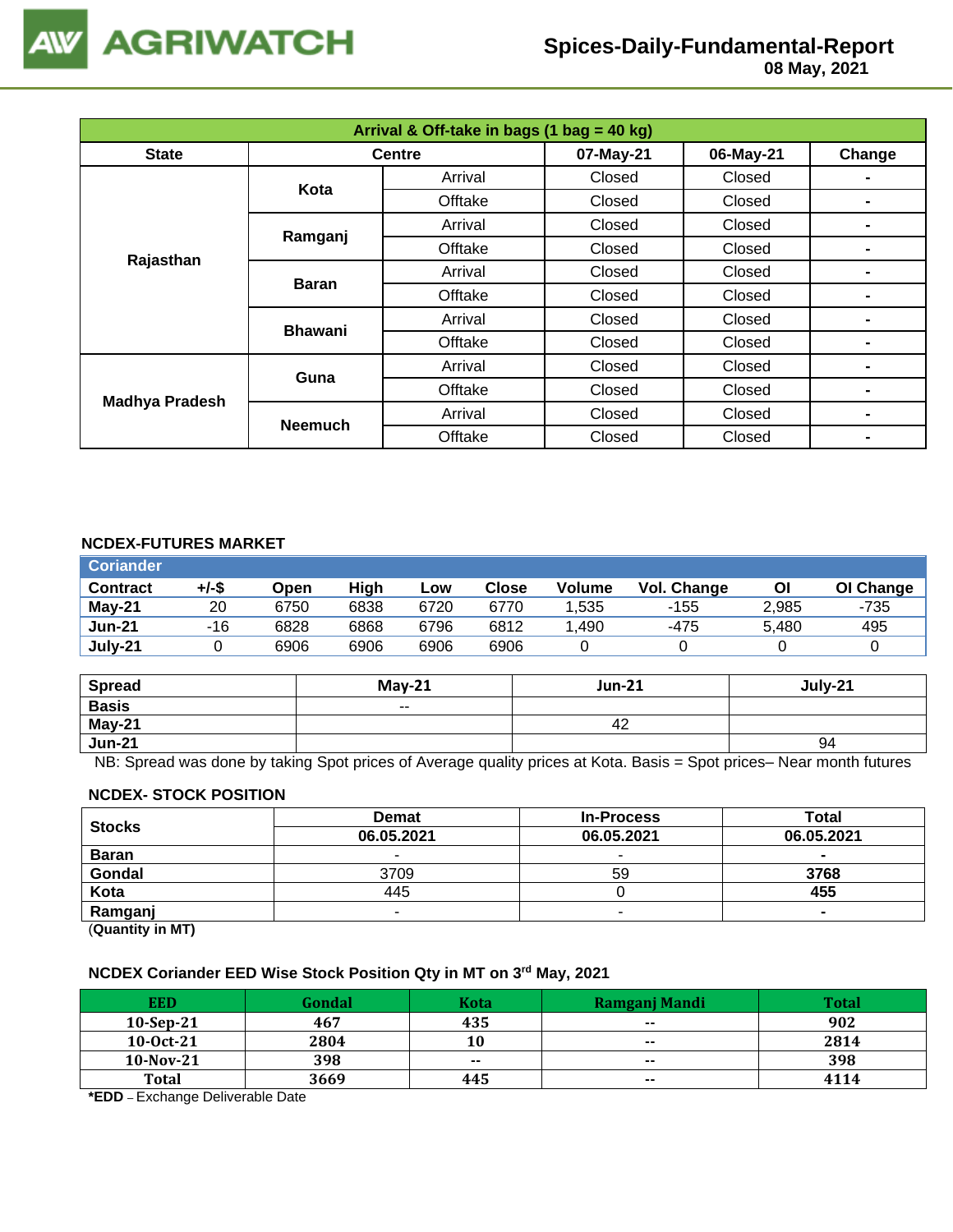# AGRIWATCH

## Spices-Daily-Fundamental-Report
08 May, 2021

| Arrival & Off-take in bags (1 bag = 40 kg) | | | | | |
|---|---|---|---|---|---|
| **State** | **Centre** | | **07-May-21** | **06-May-21** | **Change** |
| **Rajasthan** | **Kota** | Arrival | Closed | Closed | - |
| | | Offtake | Closed | Closed | - |
| | **Ramganj** | Arrival | Closed | Closed | - |
| | | Offtake | Closed | Closed | - |
| | **Baran** | Arrival | Closed | Closed | - |
| | | Offtake | Closed | Closed | - |
| | **Bhawani** | Arrival | Closed | Closed | - |
| | | Offtake | Closed | Closed | - |
| **Madhya Pradesh** | **Guna** | Arrival | Closed | Closed | - |
| | | Offtake | Closed | Closed | - |
| | **Neemuch** | Arrival | Closed | Closed | - |
| | | Offtake | Closed | Closed | - |

### NCDEX-FUTURES MARKET

| Coriander | | | | | | | | | |
|---|---|---|---|---|---|---|---|---|---|
| **Contract** | **+/-$** | **Open** | **High** | **Low** | **Close** | **Volume** | **Vol. Change** | **OI** | **OI Change** |
| **May-21** | 20 | 6750 | 6838 | 6720 | 6770 | 1,535 | -155 | 2,985 | -735 |
| **Jun-21** | -16 | 6828 | 6868 | 6796 | 6812 | 1,490 | -475 | 5,480 | 495 |
| **July-21** | 0 | 6906 | 6906 | 6906 | 6906 | 0 | 0 | 0 | 0 |

| **Spread** | **May-21** | **Jun-21** | **July-21** |
|---|---|---|---|
| **Basis** | -- | | |
| **May-21** | | 42 | |
| **Jun-21** | | | 94 |

NB: Spread was done by taking Spot prices of Average quality prices at Kota. Basis = Spot prices– Near month futures

### NCDEX- STOCK POSITION

| **Stocks** | **Demat** | **In-Process** | **Total** |
|---|---|---|---|
| | **06.05.2021** | **06.05.2021** | **06.05.2021** |
| **Baran** | - | - | **-** |
| **Gondal** | 3709 | 59 | **3768** |
| **Kota** | 445 | 0 | **455** |
| **Ramganj** | - | - | **-** |

(**Quantity in MT**)

### NCDEX Coriander EED Wise Stock Position Qty in MT on 3rd May, 2021

| EED | Gondal | Kota | Ramganj Mandi | Total |
|---|---|---|---|---|
| **10-Sep-21** | **467** | **435** | **--** | **902** |
| **10-Oct-21** | **2804** | **10** | **--** | **2814** |
| **10-Nov-21** | **398** | **--** | **--** | **398** |
| **Total** | **3669** | **445** | **--** | **4114** |

***EDD** – Exchange Deliverable Date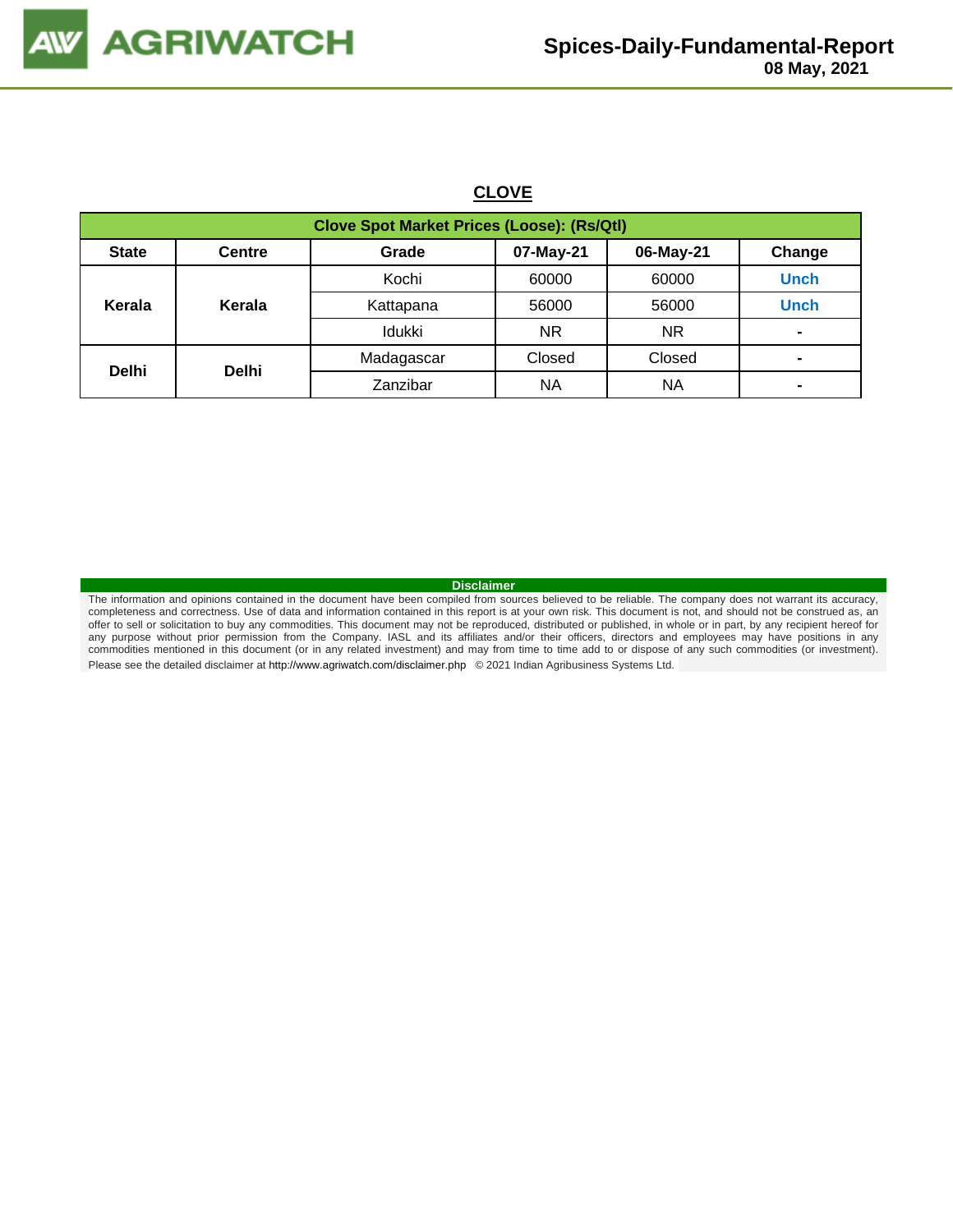## CLOVE

| Clove Spot Market Prices (Loose): (Rs/Qtl) | | | | | |
|---|---|---|---|---|---|
| **State** | **Centre** | **Grade** | **07-May-21** | **06-May-21** | **Change** |
| **Kerala** | **Kerala** | Kochi | 60000 | 60000 | **Unch** |
| | | Kattapana | 56000 | 56000 | **Unch** |
| | | Idukki | NR | NR | - |
| **Delhi** | **Delhi** | Madagascar | Closed | Closed | - |
| | | Zanzibar | NA | NA | - |

**Disclaimer**

The information and opinions contained in the document have been compiled from sources believed to be reliable. The company does not warrant its accuracy, completeness and correctness. Use of data and information contained in this report is at your own risk. This document is not, and should not be construed as, an offer to sell or solicitation to buy any commodities. This document may not be reproduced, distributed or published, in whole or in part, by any recipient hereof for any purpose without prior permission from the Company. IASL and its affiliates and/or their officers, directors and employees may have positions in any commodities mentioned in this document (or in any related investment) and may from time to time add to or dispose of any such commodities (or investment). Please see the detailed disclaimer at http://www.agriwatch.com/disclaimer.php © 2021 Indian Agribusiness Systems Ltd.